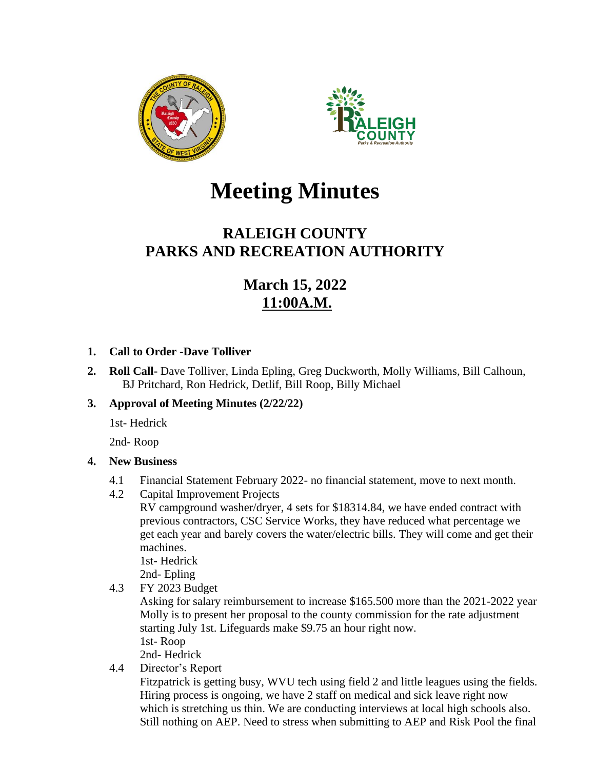# Meeting Minutes

## RALEIGH COUNTY
## PARKS AND RECREATION AUTHORITY

### March 15, 2022
### 11:00A.M.

1. **Call to Order -Dave Tolliver**
2. **Roll Call**- Dave Tolliver, Linda Epling, Greg Duckworth, Molly Williams, Bill Calhoun, BJ Pritchard, Ron Hedrick, Detlif, Bill Roop, Billy Michael
3. **Approval of Meeting Minutes (2/22/22)**

   1st- Hedrick

   2nd- Roop

4. **New Business**

   4.1 Financial Statement February 2022- no financial statement, move to next month.

   4.2 Capital Improvement Projects
   RV campground washer/dryer, 4 sets for $18314.84, we have ended contract with previous contractors, CSC Service Works, they have reduced what percentage we get each year and barely covers the water/electric bills. They will come and get their machines.
   1st- Hedrick
   2nd- Epling

   4.3 FY 2023 Budget
   Asking for salary reimbursement to increase $165.500 more than the 2021-2022 year Molly is to present her proposal to the county commission for the rate adjustment starting July 1st. Lifeguards make $9.75 an hour right now.
   1st- Roop
   2nd- Hedrick

   4.4 Director's Report
   Fitzpatrick is getting busy, WVU tech using field 2 and little leagues using the fields. Hiring process is ongoing, we have 2 staff on medical and sick leave right now which is stretching us thin. We are conducting interviews at local high schools also. Still nothing on AEP. Need to stress when submitting to AEP and Risk Pool the final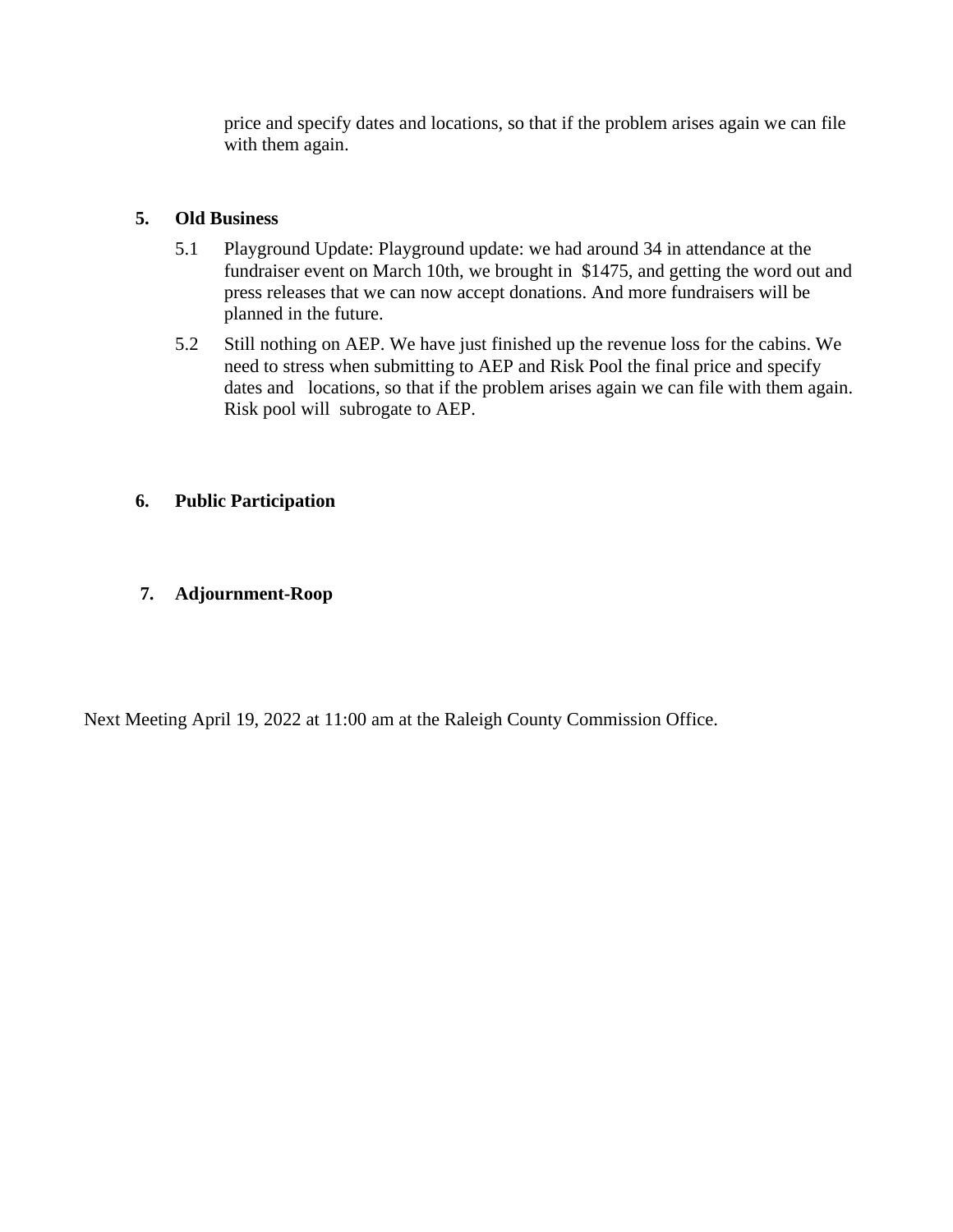price and specify dates and locations, so that if the problem arises again we can file with them again.

5. **Old Business**

   5.1 Playground Update: Playground update: we had around 34 in attendance at the fundraiser event on March 10th, we brought in $1475, and getting the word out and press releases that we can now accept donations. And more fundraisers will be planned in the future.

   5.2 Still nothing on AEP. We have just finished up the revenue loss for the cabins. We need to stress when submitting to AEP and Risk Pool the final price and specify dates and locations, so that if the problem arises again we can file with them again. Risk pool will subrogate to AEP.

6. **Public Participation**

7. **Adjournment-Roop**

Next Meeting April 19, 2022 at 11:00 am at the Raleigh County Commission Office.